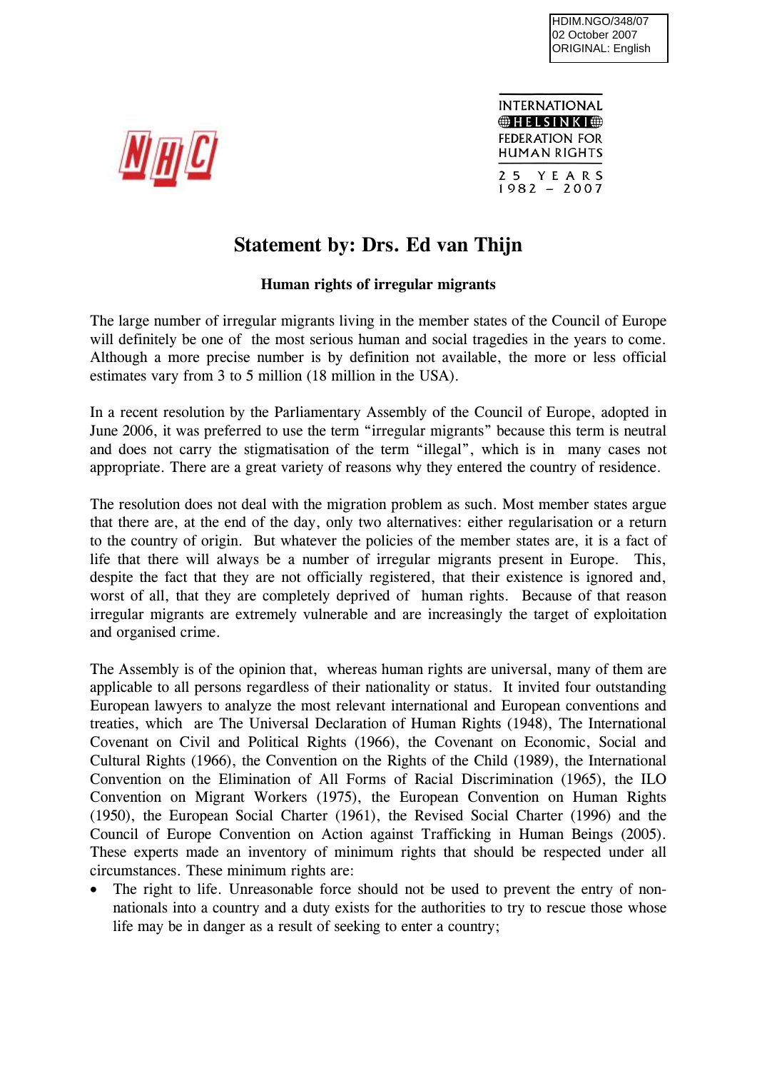HDIM.NGO/348/07
02 October 2007
ORIGINAL: English

NHC

INTERNATIONAL HELSINKI FEDERATION FOR HUMAN RIGHTS
25 YEARS 1982 – 2007

# Statement by: Drs. Ed van Thijn

### Human rights of irregular migrants

The large number of irregular migrants living in the member states of the Council of Europe will definitely be one of the most serious human and social tragedies in the years to come. Although a more precise number is by definition not available, the more or less official estimates vary from 3 to 5 million (18 million in the USA).

In a recent resolution by the Parliamentary Assembly of the Council of Europe, adopted in June 2006, it was preferred to use the term "irregular migrants" because this term is neutral and does not carry the stigmatisation of the term "illegal", which is in many cases not appropriate. There are a great variety of reasons why they entered the country of residence.

The resolution does not deal with the migration problem as such. Most member states argue that there are, at the end of the day, only two alternatives: either regularisation or a return to the country of origin. But whatever the policies of the member states are, it is a fact of life that there will always be a number of irregular migrants present in Europe. This, despite the fact that they are not officially registered, that their existence is ignored and, worst of all, that they are completely deprived of human rights. Because of that reason irregular migrants are extremely vulnerable and are increasingly the target of exploitation and organised crime.

The Assembly is of the opinion that, whereas human rights are universal, many of them are applicable to all persons regardless of their nationality or status. It invited four outstanding European lawyers to analyze the most relevant international and European conventions and treaties, which are The Universal Declaration of Human Rights (1948), The International Covenant on Civil and Political Rights (1966), the Covenant on Economic, Social and Cultural Rights (1966), the Convention on the Rights of the Child (1989), the International Convention on the Elimination of All Forms of Racial Discrimination (1965), the ILO Convention on Migrant Workers (1975), the European Convention on Human Rights (1950), the European Social Charter (1961), the Revised Social Charter (1996) and the Council of Europe Convention on Action against Trafficking in Human Beings (2005). These experts made an inventory of minimum rights that should be respected under all circumstances. These minimum rights are:

- The right to life. Unreasonable force should not be used to prevent the entry of non-nationals into a country and a duty exists for the authorities to try to rescue those whose life may be in danger as a result of seeking to enter a country;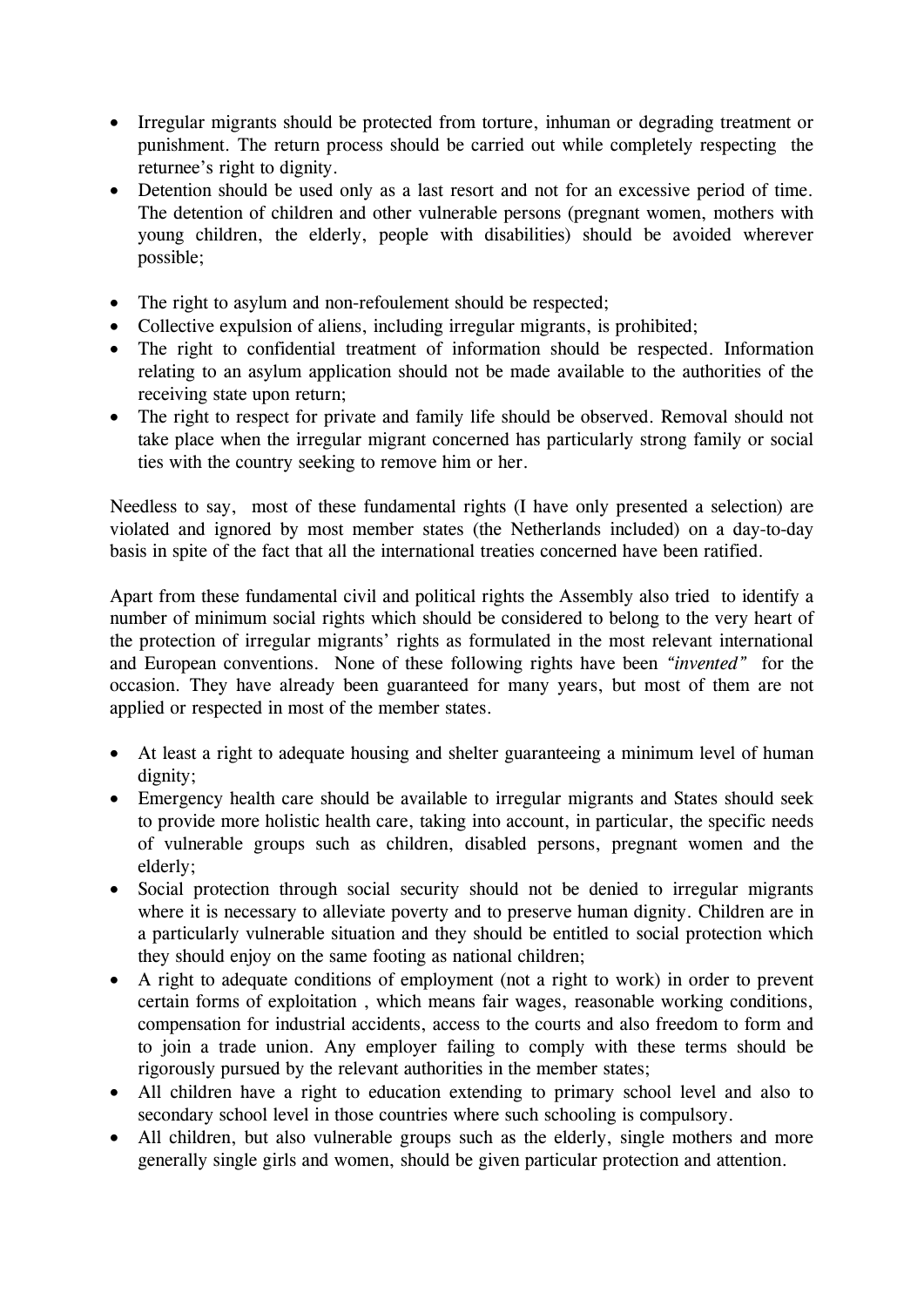- Irregular migrants should be protected from torture, inhuman or degrading treatment or punishment. The return process should be carried out while completely respecting the returnee's right to dignity.
- Detention should be used only as a last resort and not for an excessive period of time. The detention of children and other vulnerable persons (pregnant women, mothers with young children, the elderly, people with disabilities) should be avoided wherever possible;
- The right to asylum and non-refoulement should be respected;
- Collective expulsion of aliens, including irregular migrants, is prohibited;
- The right to confidential treatment of information should be respected. Information relating to an asylum application should not be made available to the authorities of the receiving state upon return;
- The right to respect for private and family life should be observed. Removal should not take place when the irregular migrant concerned has particularly strong family or social ties with the country seeking to remove him or her.

Needless to say, most of these fundamental rights (I have only presented a selection) are violated and ignored by most member states (the Netherlands included) on a day-to-day basis in spite of the fact that all the international treaties concerned have been ratified.

Apart from these fundamental civil and political rights the Assembly also tried to identify a number of minimum social rights which should be considered to belong to the very heart of the protection of irregular migrants' rights as formulated in the most relevant international and European conventions. None of these following rights have been *"invented"* for the occasion. They have already been guaranteed for many years, but most of them are not applied or respected in most of the member states.

- At least a right to adequate housing and shelter guaranteeing a minimum level of human dignity;
- Emergency health care should be available to irregular migrants and States should seek to provide more holistic health care, taking into account, in particular, the specific needs of vulnerable groups such as children, disabled persons, pregnant women and the elderly;
- Social protection through social security should not be denied to irregular migrants where it is necessary to alleviate poverty and to preserve human dignity. Children are in a particularly vulnerable situation and they should be entitled to social protection which they should enjoy on the same footing as national children;
- A right to adequate conditions of employment (not a right to work) in order to prevent certain forms of exploitation , which means fair wages, reasonable working conditions, compensation for industrial accidents, access to the courts and also freedom to form and to join a trade union. Any employer failing to comply with these terms should be rigorously pursued by the relevant authorities in the member states;
- All children have a right to education extending to primary school level and also to secondary school level in those countries where such schooling is compulsory.
- All children, but also vulnerable groups such as the elderly, single mothers and more generally single girls and women, should be given particular protection and attention.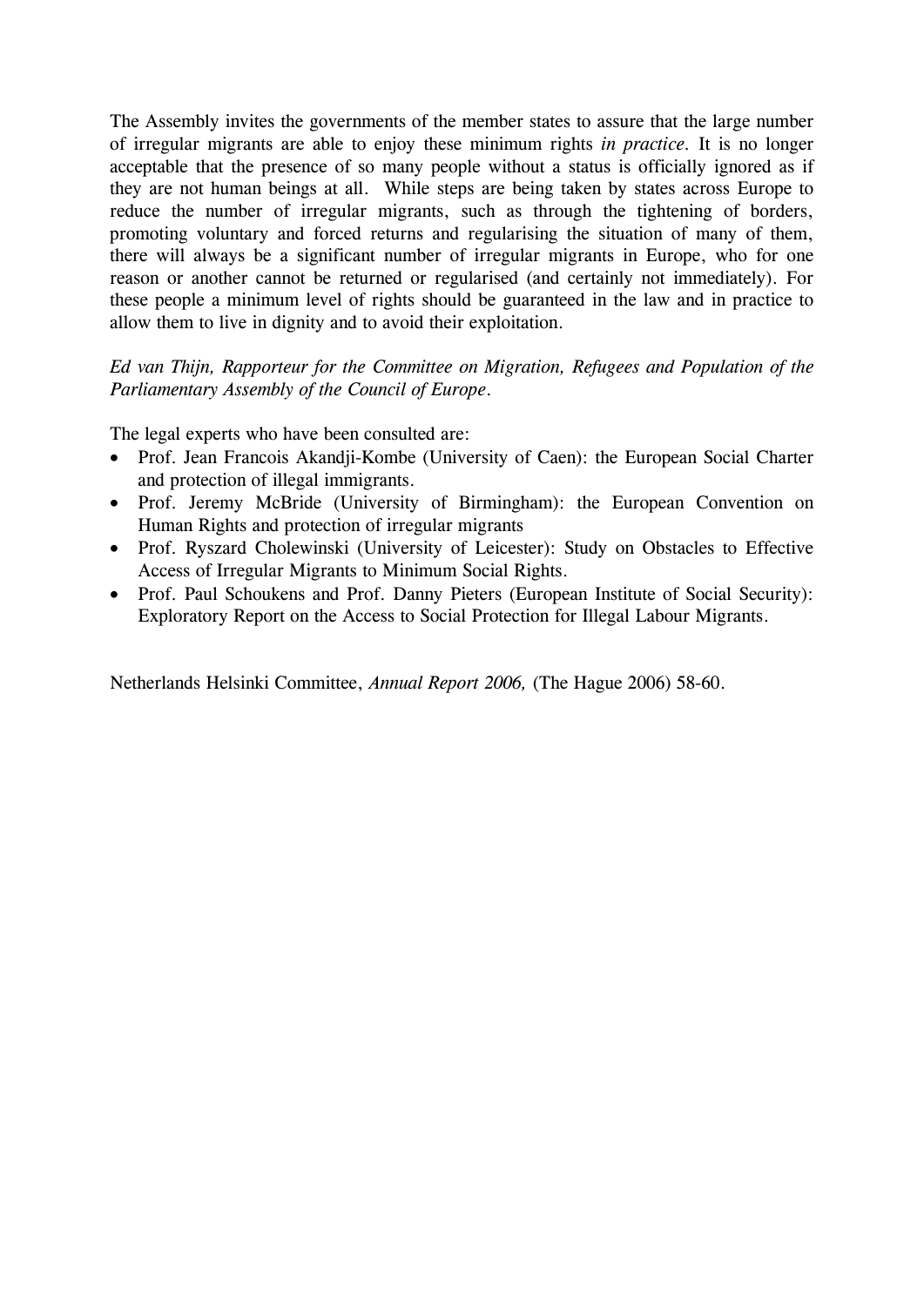The Assembly invites the governments of the member states to assure that the large number of irregular migrants are able to enjoy these minimum rights *in practice*. It is no longer acceptable that the presence of so many people without a status is officially ignored as if they are not human beings at all. While steps are being taken by states across Europe to reduce the number of irregular migrants, such as through the tightening of borders, promoting voluntary and forced returns and regularising the situation of many of them, there will always be a significant number of irregular migrants in Europe, who for one reason or another cannot be returned or regularised (and certainly not immediately). For these people a minimum level of rights should be guaranteed in the law and in practice to allow them to live in dignity and to avoid their exploitation.

*Ed van Thijn, Rapporteur for the Committee on Migration, Refugees and Population of the Parliamentary Assembly of the Council of Europe.*

The legal experts who have been consulted are:

- Prof. Jean Francois Akandji-Kombe (University of Caen): the European Social Charter and protection of illegal immigrants.
- Prof. Jeremy McBride (University of Birmingham): the European Convention on Human Rights and protection of irregular migrants
- Prof. Ryszard Cholewinski (University of Leicester): Study on Obstacles to Effective Access of Irregular Migrants to Minimum Social Rights.
- Prof. Paul Schoukens and Prof. Danny Pieters (European Institute of Social Security): Exploratory Report on the Access to Social Protection for Illegal Labour Migrants.

Netherlands Helsinki Committee, *Annual Report 2006,* (The Hague 2006) 58-60.